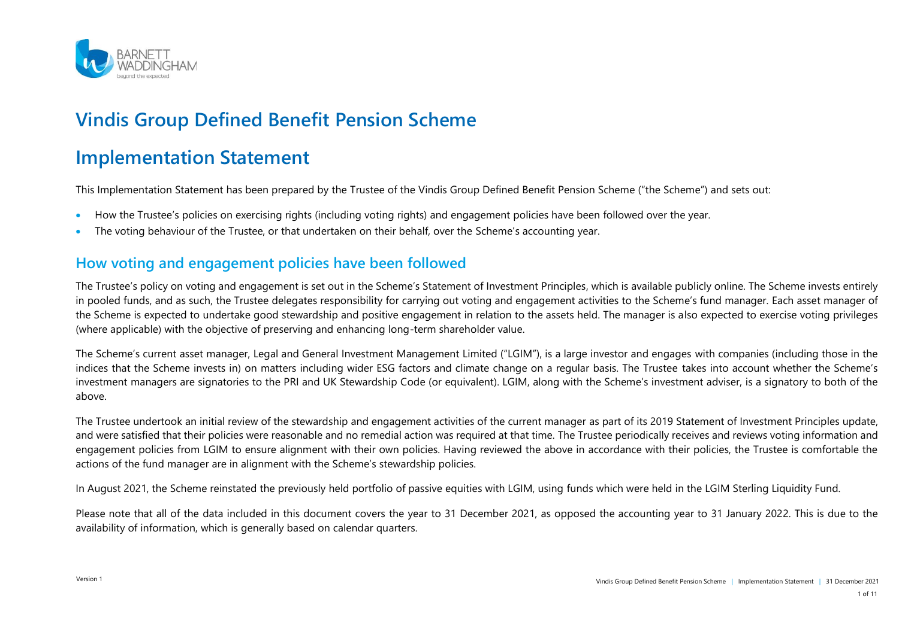# Vindis Group Defined Benefit Pension Scheme

# Implementation Statement

This Implementation Statement has been prepared by the Trustee of the Vindis Group Defined Benefit Pension Scheme ("the Scheme") and sets out:

- How the Trustee's policies on exercising rights (including voting rights) and engagement policies have been followed over the year.
- The voting behaviour of the Trustee, or that undertaken on their behalf, over the Scheme's accounting year.

## How voting and engagement policies have been followed

The Trustee's policy on voting and engagement is set out in the Scheme's Statement of Investment Principles, which is available publicly online. The Scheme invests entirely in pooled funds, and as such, the Trustee delegates responsibility for carrying out voting and engagement activities to the Scheme's fund manager. Each asset manager of the Scheme is expected to undertake good stewardship and positive engagement in relation to the assets held. The manager is also expected to exercise voting privileges (where applicable) with the objective of preserving and enhancing long-term shareholder value.

The Scheme's current asset manager, Legal and General Investment Management Limited ("LGIM"), is a large investor and engages with companies (including those in the indices that the Scheme invests in) on matters including wider ESG factors and climate change on a regular basis. The Trustee takes into account whether the Scheme's investment managers are signatories to the PRI and UK Stewardship Code (or equivalent). LGIM, along with the Scheme's investment adviser, is a signatory to both of the above.

The Trustee undertook an initial review of the stewardship and engagement activities of the current manager as part of its 2019 Statement of Investment Principles update, and were satisfied that their policies were reasonable and no remedial action was required at that time. The Trustee periodically receives and reviews voting information and engagement policies from LGIM to ensure alignment with their own policies. Having reviewed the above in accordance with their policies, the Trustee is comfortable the actions of the fund manager are in alignment with the Scheme's stewardship policies.

In August 2021, the Scheme reinstated the previously held portfolio of passive equities with LGIM, using funds which were held in the LGIM Sterling Liquidity Fund.

Please note that all of the data included in this document covers the year to 31 December 2021, as opposed the accounting year to 31 January 2022. This is due to the availability of information, which is generally based on calendar quarters.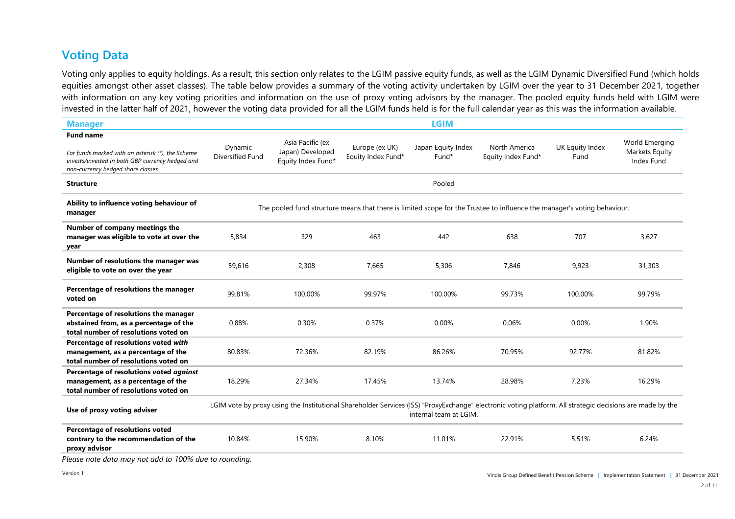## Voting Data

Voting only applies to equity holdings. As a result, this section only relates to the LGIM passive equity funds, as well as the LGIM Dynamic Diversified Fund (which holds equities amongst other asset classes). The table below provides a summary of the voting activity undertaken by LGIM over the year to 31 December 2021, together with information on any key voting priorities and information on the use of proxy voting advisors by the manager. The pooled equity funds held with LGIM were invested in the latter half of 2021, however the voting data provided for all the LGIM funds held is for the full calendar year as this was the information available.

| **Manager** | LGIM | | | | | | |
|---|---|---|---|---|---|---|---|
| **Fund name**<br>*For funds marked with an asterisk (\*), the Scheme invests/invested in both GBP currency hedged and non-currency hedged share classes.* | Dynamic Diversified Fund | Asia Pacific (ex Japan) Developed Equity Index Fund* | Europe (ex UK) Equity Index Fund* | Japan Equity Index Fund* | North America Equity Index Fund* | UK Equity Index Fund | World Emerging Markets Equity Index Fund |
| **Structure** | Pooled | | | | | | |
| **Ability to influence voting behaviour of manager** | The pooled fund structure means that there is limited scope for the Trustee to influence the manager's voting behaviour. | | | | | | |
| **Number of company meetings the manager was eligible to vote at over the year** | 5,834 | 329 | 463 | 442 | 638 | 707 | 3,627 |
| **Number of resolutions the manager was eligible to vote on over the year** | 59,616 | 2,308 | 7,665 | 5,306 | 7,846 | 9,923 | 31,303 |
| **Percentage of resolutions the manager voted on** | 99.81% | 100.00% | 99.97% | 100.00% | 99.73% | 100.00% | 99.79% |
| **Percentage of resolutions the manager abstained from, as a percentage of the total number of resolutions voted on** | 0.88% | 0.30% | 0.37% | 0.00% | 0.06% | 0.00% | 1.90% |
| **Percentage of resolutions voted *with* management, as a percentage of the total number of resolutions voted on** | 80.83% | 72.36% | 82.19% | 86.26% | 70.95% | 92.77% | 81.82% |
| **Percentage of resolutions voted *against* management, as a percentage of the total number of resolutions voted on** | 18.29% | 27.34% | 17.45% | 13.74% | 28.98% | 7.23% | 16.29% |
| **Use of proxy voting adviser** | LGIM vote by proxy using the Institutional Shareholder Services (ISS) "ProxyExchange" electronic voting platform. All strategic decisions are made by the internal team at LGIM. | | | | | | |
| **Percentage of resolutions voted contrary to the recommendation of the proxy advisor** | 10.84% | 15.90% | 8.10% | 11.01% | 22.91% | 5.51% | 6.24% |

*Please note data may not add to 100% due to rounding.*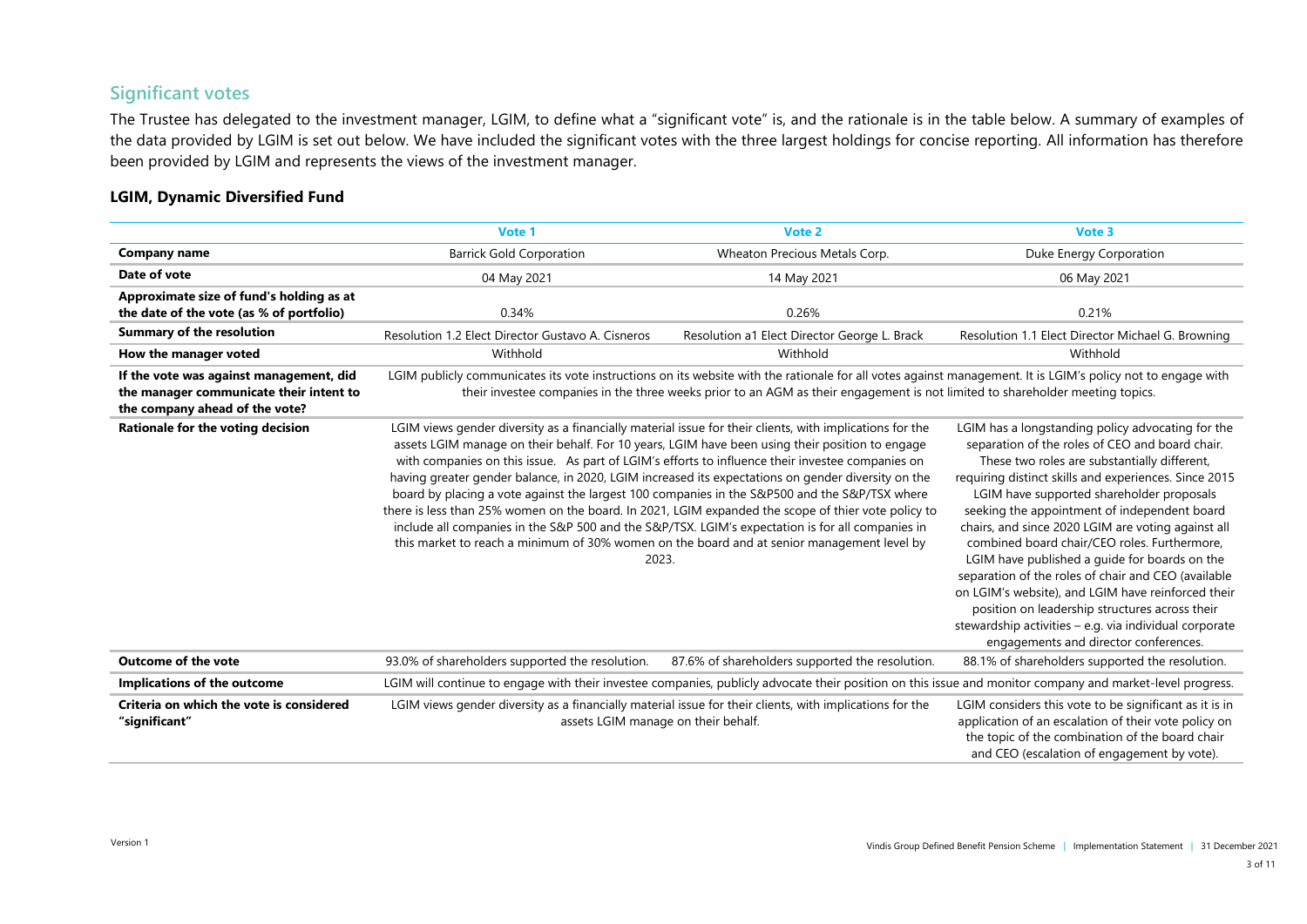## Significant votes

The Trustee has delegated to the investment manager, LGIM, to define what a "significant vote" is, and the rationale is in the table below. A summary of examples of the data provided by LGIM is set out below. We have included the significant votes with the three largest holdings for concise reporting. All information has therefore been provided by LGIM and represents the views of the investment manager.

### LGIM, Dynamic Diversified Fund

| | Vote 1 | Vote 2 | Vote 3 |
|---|---|---|---|
| **Company name** | Barrick Gold Corporation | Wheaton Precious Metals Corp. | Duke Energy Corporation |
| **Date of vote** | 04 May 2021 | 14 May 2021 | 06 May 2021 |
| **Approximate size of fund's holding as at the date of the vote (as % of portfolio)** | 0.34% | 0.26% | 0.21% |
| **Summary of the resolution** | Resolution 1.2 Elect Director Gustavo A. Cisneros | Resolution a1 Elect Director George L. Brack | Resolution 1.1 Elect Director Michael G. Browning |
| **How the manager voted** | Withhold | Withhold | Withhold |
| **If the vote was against management, did the manager communicate their intent to the company ahead of the vote?** | LGIM publicly communicates its vote instructions on its website with the rationale for all votes against management. It is LGIM's policy not to engage with their investee companies in the three weeks prior to an AGM as their engagement is not limited to shareholder meeting topics. | | |
| **Rationale for the voting decision** | LGIM views gender diversity as a financially material issue for their clients, with implications for the assets LGIM manage on their behalf. For 10 years, LGIM have been using their position to engage with companies on this issue. As part of LGIM's efforts to influence their investee companies on having greater gender balance, in 2020, LGIM increased its expectations on gender diversity on the board by placing a vote against the largest 100 companies in the S&P500 and the S&P/TSX where there is less than 25% women on the board. In 2021, LGIM expanded the scope of thier vote policy to include all companies in the S&P 500 and the S&P/TSX. LGIM's expectation is for all companies in this market to reach a minimum of 30% women on the board and at senior management level by 2023. | | LGIM has a longstanding policy advocating for the separation of the roles of CEO and board chair. These two roles are substantially different, requiring distinct skills and experiences. Since 2015 LGIM have supported shareholder proposals seeking the appointment of independent board chairs, and since 2020 LGIM are voting against all combined board chair/CEO roles. Furthermore, LGIM have published a guide for boards on the separation of the roles of chair and CEO (available on LGIM's website), and LGIM have reinforced their position on leadership structures across their stewardship activities – e.g. via individual corporate engagements and director conferences. |
| **Outcome of the vote** | 93.0% of shareholders supported the resolution. | 87.6% of shareholders supported the resolution. | 88.1% of shareholders supported the resolution. |
| **Implications of the outcome** | LGIM will continue to engage with their investee companies, publicly advocate their position on this issue and monitor company and market-level progress. | | |
| **Criteria on which the vote is considered "significant"** | LGIM views gender diversity as a financially material issue for their clients, with implications for the assets LGIM manage on their behalf. | | LGIM considers this vote to be significant as it is in application of an escalation of their vote policy on the topic of the combination of the board chair and CEO (escalation of engagement by vote). |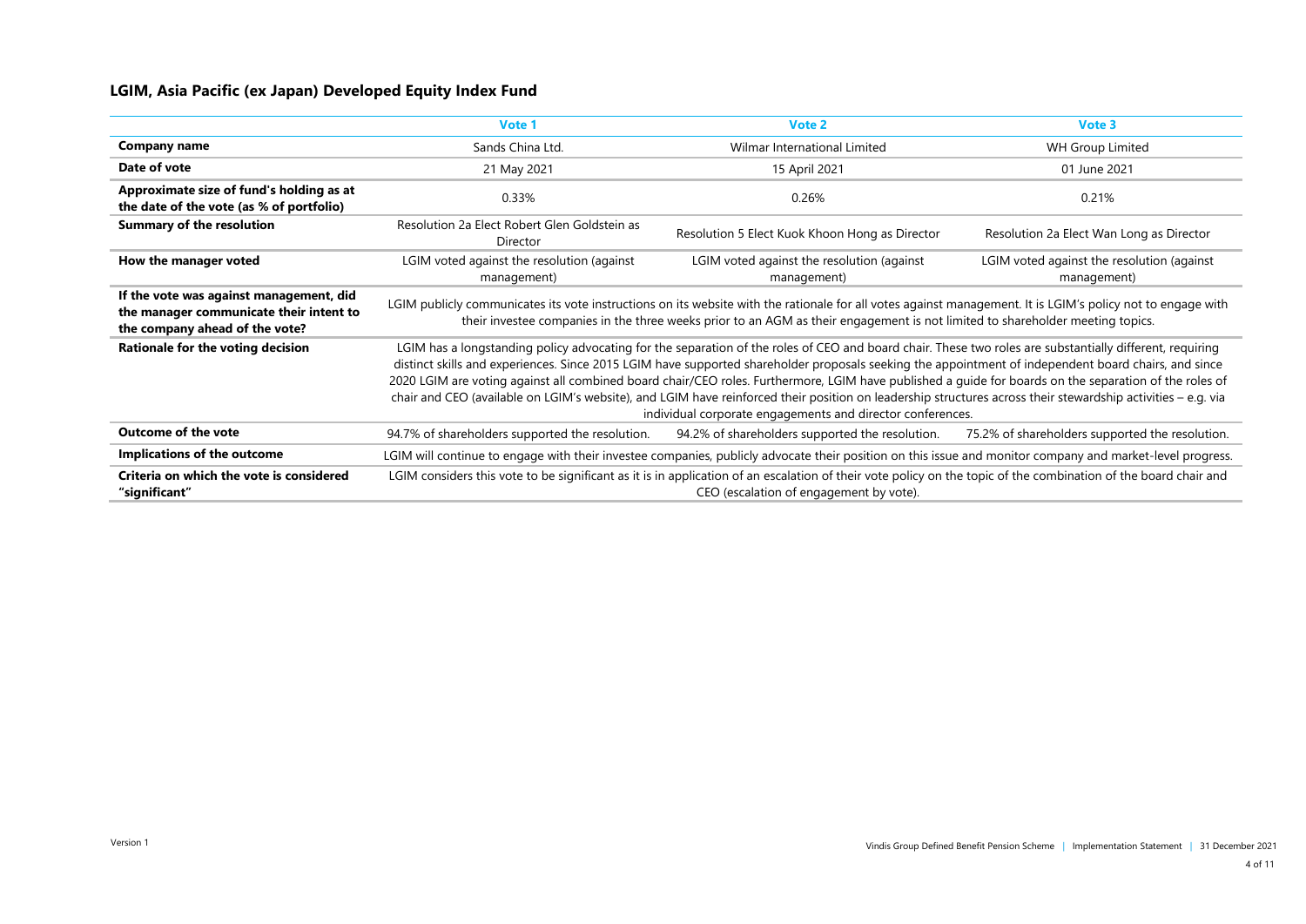## LGIM, Asia Pacific (ex Japan) Developed Equity Index Fund

| | Vote 1 | Vote 2 | Vote 3 |
|---|---|---|---|
| **Company name** | Sands China Ltd. | Wilmar International Limited | WH Group Limited |
| **Date of vote** | 21 May 2021 | 15 April 2021 | 01 June 2021 |
| **Approximate size of fund's holding as at the date of the vote (as % of portfolio)** | 0.33% | 0.26% | 0.21% |
| **Summary of the resolution** | Resolution 2a Elect Robert Glen Goldstein as Director | Resolution 5 Elect Kuok Khoon Hong as Director | Resolution 2a Elect Wan Long as Director |
| **How the manager voted** | LGIM voted against the resolution (against management) | LGIM voted against the resolution (against management) | LGIM voted against the resolution (against management) |
| **If the vote was against management, did the manager communicate their intent to the company ahead of the vote?** | LGIM publicly communicates its vote instructions on its website with the rationale for all votes against management. It is LGIM's policy not to engage with their investee companies in the three weeks prior to an AGM as their engagement is not limited to shareholder meeting topics. | | |
| **Rationale for the voting decision** | LGIM has a longstanding policy advocating for the separation of the roles of CEO and board chair. These two roles are substantially different, requiring distinct skills and experiences. Since 2015 LGIM have supported shareholder proposals seeking the appointment of independent board chairs, and since 2020 LGIM are voting against all combined board chair/CEO roles. Furthermore, LGIM have published a guide for boards on the separation of the roles of chair and CEO (available on LGIM's website), and LGIM have reinforced their position on leadership structures across their stewardship activities – e.g. via individual corporate engagements and director conferences. | | |
| **Outcome of the vote** | 94.7% of shareholders supported the resolution. | 94.2% of shareholders supported the resolution. | 75.2% of shareholders supported the resolution. |
| **Implications of the outcome** | LGIM will continue to engage with their investee companies, publicly advocate their position on this issue and monitor company and market-level progress. | | |
| **Criteria on which the vote is considered "significant"** | LGIM considers this vote to be significant as it is in application of an escalation of their vote policy on the topic of the combination of the board chair and CEO (escalation of engagement by vote). | | |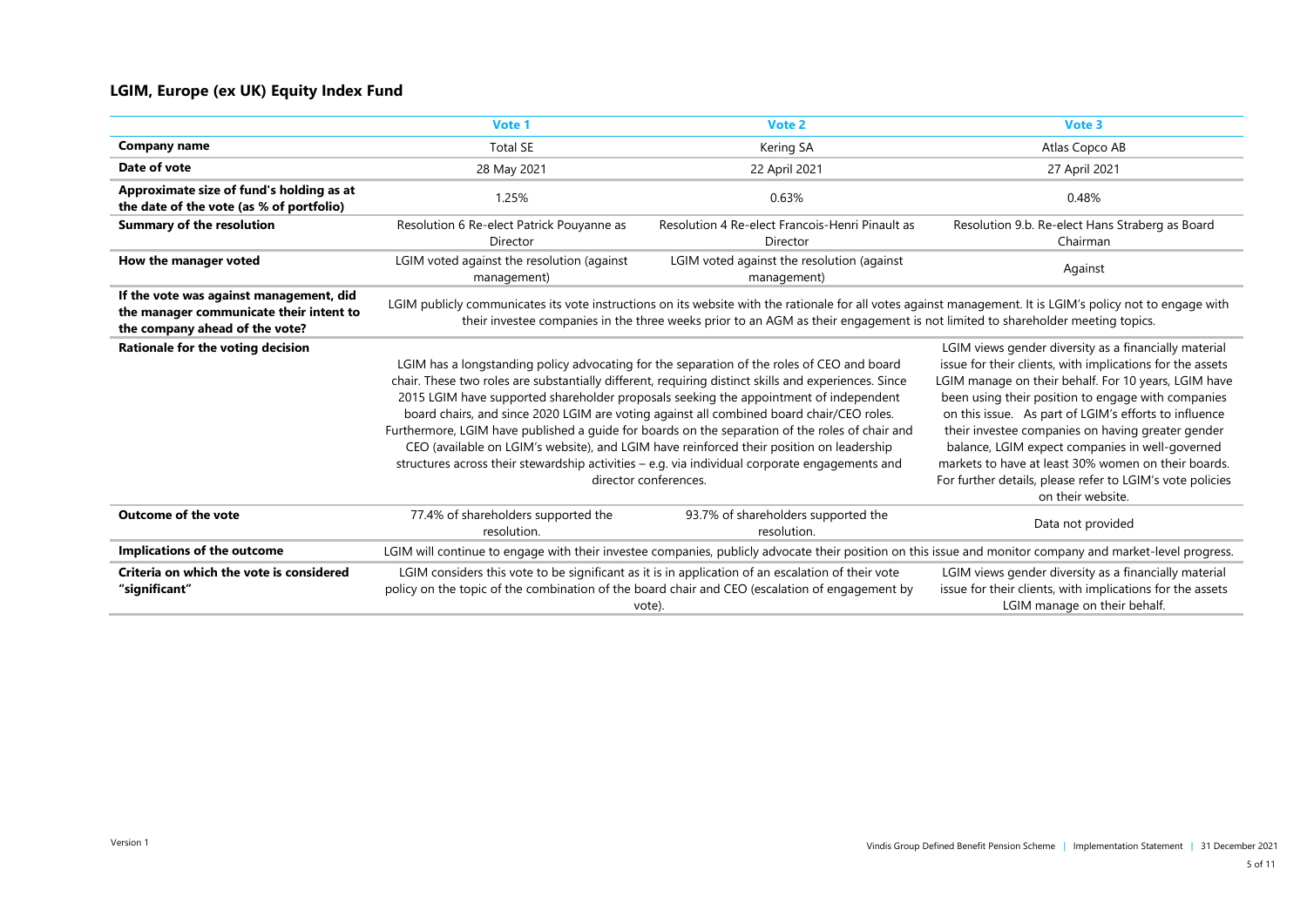## LGIM, Europe (ex UK) Equity Index Fund

| | Vote 1 | Vote 2 | Vote 3 |
|---|---|---|---|
| **Company name** | Total SE | Kering SA | Atlas Copco AB |
| **Date of vote** | 28 May 2021 | 22 April 2021 | 27 April 2021 |
| **Approximate size of fund's holding as at the date of the vote (as % of portfolio)** | 1.25% | 0.63% | 0.48% |
| **Summary of the resolution** | Resolution 6 Re-elect Patrick Pouyanne as Director | Resolution 4 Re-elect Francois-Henri Pinault as Director | Resolution 9.b. Re-elect Hans Straberg as Board Chairman |
| **How the manager voted** | LGIM voted against the resolution (against management) | LGIM voted against the resolution (against management) | Against |
| **If the vote was against management, did the manager communicate their intent to the company ahead of the vote?** | LGIM publicly communicates its vote instructions on its website with the rationale for all votes against management. It is LGIM's policy not to engage with their investee companies in the three weeks prior to an AGM as their engagement is not limited to shareholder meeting topics. | | |
| **Rationale for the voting decision** | LGIM has a longstanding policy advocating for the separation of the roles of CEO and board chair. These two roles are substantially different, requiring distinct skills and experiences. Since 2015 LGIM have supported shareholder proposals seeking the appointment of independent board chairs, and since 2020 LGIM are voting against all combined board chair/CEO roles. Furthermore, LGIM have published a guide for boards on the separation of the roles of chair and CEO (available on LGIM's website), and LGIM have reinforced their position on leadership structures across their stewardship activities – e.g. via individual corporate engagements and director conferences. | | LGIM views gender diversity as a financially material issue for their clients, with implications for the assets LGIM manage on their behalf. For 10 years, LGIM have been using their position to engage with companies on this issue. As part of LGIM's efforts to influence their investee companies on having greater gender balance, LGIM expect companies in well-governed markets to have at least 30% women on their boards. For further details, please refer to LGIM's vote policies on their website. |
| **Outcome of the vote** | 77.4% of shareholders supported the resolution. | 93.7% of shareholders supported the resolution. | Data not provided |
| **Implications of the outcome** | LGIM will continue to engage with their investee companies, publicly advocate their position on this issue and monitor company and market-level progress. | | |
| **Criteria on which the vote is considered "significant"** | LGIM considers this vote to be significant as it is in application of an escalation of their vote policy on the topic of the combination of the board chair and CEO (escalation of engagement by vote). | | LGIM views gender diversity as a financially material issue for their clients, with implications for the assets LGIM manage on their behalf. |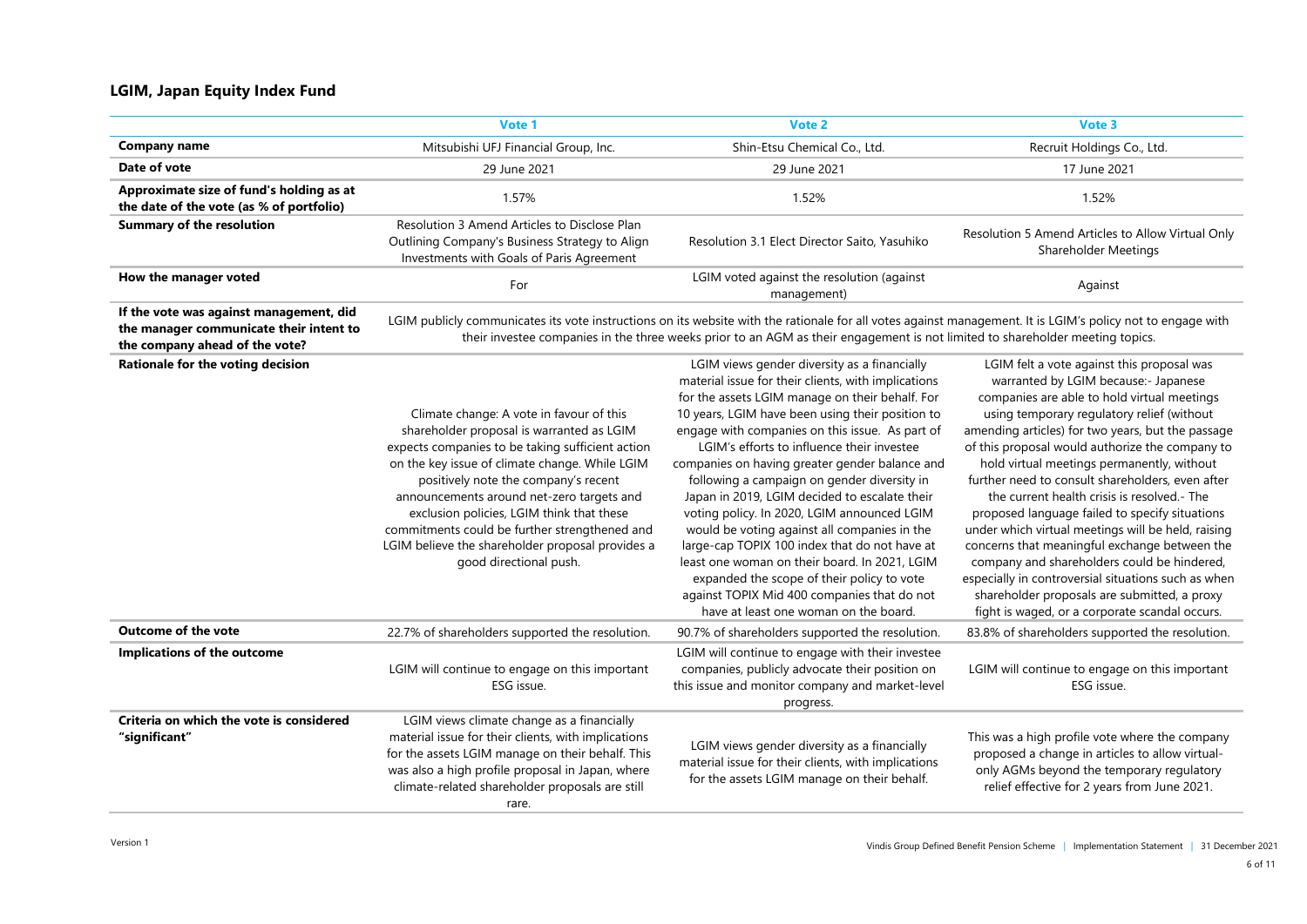## LGIM, Japan Equity Index Fund

| | Vote 1 | Vote 2 | Vote 3 |
|---|---|---|---|
| **Company name** | Mitsubishi UFJ Financial Group, Inc. | Shin-Etsu Chemical Co., Ltd. | Recruit Holdings Co., Ltd. |
| **Date of vote** | 29 June 2021 | 29 June 2021 | 17 June 2021 |
| **Approximate size of fund's holding as at the date of the vote (as % of portfolio)** | 1.57% | 1.52% | 1.52% |
| **Summary of the resolution** | Resolution 3 Amend Articles to Disclose Plan Outlining Company's Business Strategy to Align Investments with Goals of Paris Agreement | Resolution 3.1 Elect Director Saito, Yasuhiko | Resolution 5 Amend Articles to Allow Virtual Only Shareholder Meetings |
| **How the manager voted** | For | LGIM voted against the resolution (against management) | Against |
| **If the vote was against management, did the manager communicate their intent to the company ahead of the vote?** | LGIM publicly communicates its vote instructions on its website with the rationale for all votes against management. It is LGIM's policy not to engage with their investee companies in the three weeks prior to an AGM as their engagement is not limited to shareholder meeting topics. | | |
| **Rationale for the voting decision** | Climate change: A vote in favour of this shareholder proposal is warranted as LGIM expects companies to be taking sufficient action on the key issue of climate change. While LGIM positively note the company's recent announcements around net-zero targets and exclusion policies, LGIM think that these commitments could be further strengthened and LGIM believe the shareholder proposal provides a good directional push. | LGIM views gender diversity as a financially material issue for their clients, with implications for the assets LGIM manage on their behalf. For 10 years, LGIM have been using their position to engage with companies on this issue. As part of LGIM's efforts to influence their investee companies on having greater gender balance and following a campaign on gender diversity in Japan in 2019, LGIM decided to escalate their voting policy. In 2020, LGIM announced LGIM would be voting against all companies in the large-cap TOPIX 100 index that do not have at least one woman on their board. In 2021, LGIM expanded the scope of their policy to vote against TOPIX Mid 400 companies that do not have at least one woman on the board. | LGIM felt a vote against this proposal was warranted by LGIM because:- Japanese companies are able to hold virtual meetings using temporary regulatory relief (without amending articles) for two years, but the passage of this proposal would authorize the company to hold virtual meetings permanently, without further need to consult shareholders, even after the current health crisis is resolved.- The proposed language failed to specify situations under which virtual meetings will be held, raising concerns that meaningful exchange between the company and shareholders could be hindered, especially in controversial situations such as when shareholder proposals are submitted, a proxy fight is waged, or a corporate scandal occurs. |
| **Outcome of the vote** | 22.7% of shareholders supported the resolution. | 90.7% of shareholders supported the resolution. | 83.8% of shareholders supported the resolution. |
| **Implications of the outcome** | LGIM will continue to engage on this important ESG issue. | LGIM will continue to engage with their investee companies, publicly advocate their position on this issue and monitor company and market-level progress. | LGIM will continue to engage on this important ESG issue. |
| **Criteria on which the vote is considered "significant"** | LGIM views climate change as a financially material issue for their clients, with implications for the assets LGIM manage on their behalf. This was also a high profile proposal in Japan, where climate-related shareholder proposals are still rare. | LGIM views gender diversity as a financially material issue for their clients, with implications for the assets LGIM manage on their behalf. | This was a high profile vote where the company proposed a change in articles to allow virtual-only AGMs beyond the temporary regulatory relief effective for 2 years from June 2021. |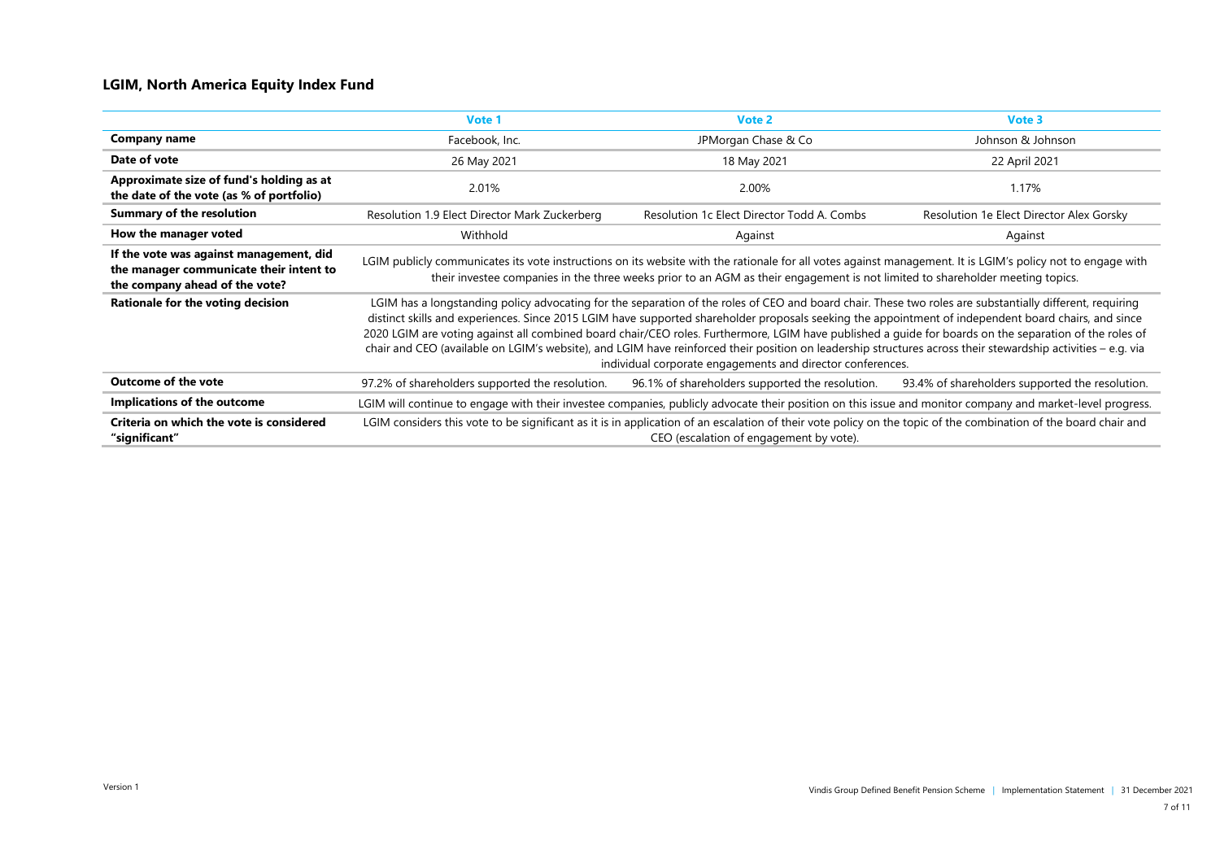## LGIM, North America Equity Index Fund

| | Vote 1 | Vote 2 | Vote 3 |
|---|---|---|---|
| **Company name** | Facebook, Inc. | JPMorgan Chase & Co | Johnson & Johnson |
| **Date of vote** | 26 May 2021 | 18 May 2021 | 22 April 2021 |
| **Approximate size of fund's holding as at the date of the vote (as % of portfolio)** | 2.01% | 2.00% | 1.17% |
| **Summary of the resolution** | Resolution 1.9 Elect Director Mark Zuckerberg | Resolution 1c Elect Director Todd A. Combs | Resolution 1e Elect Director Alex Gorsky |
| **How the manager voted** | Withhold | Against | Against |
| **If the vote was against management, did the manager communicate their intent to the company ahead of the vote?** | LGIM publicly communicates its vote instructions on its website with the rationale for all votes against management. It is LGIM's policy not to engage with their investee companies in the three weeks prior to an AGM as their engagement is not limited to shareholder meeting topics. | | |
| **Rationale for the voting decision** | LGIM has a longstanding policy advocating for the separation of the roles of CEO and board chair. These two roles are substantially different, requiring distinct skills and experiences. Since 2015 LGIM have supported shareholder proposals seeking the appointment of independent board chairs, and since 2020 LGIM are voting against all combined board chair/CEO roles. Furthermore, LGIM have published a guide for boards on the separation of the roles of chair and CEO (available on LGIM's website), and LGIM have reinforced their position on leadership structures across their stewardship activities – e.g. via individual corporate engagements and director conferences. | | |
| **Outcome of the vote** | 97.2% of shareholders supported the resolution. | 96.1% of shareholders supported the resolution. | 93.4% of shareholders supported the resolution. |
| **Implications of the outcome** | LGIM will continue to engage with their investee companies, publicly advocate their position on this issue and monitor company and market-level progress. | | |
| **Criteria on which the vote is considered "significant"** | LGIM considers this vote to be significant as it is in application of an escalation of their vote policy on the topic of the combination of the board chair and CEO (escalation of engagement by vote). | | |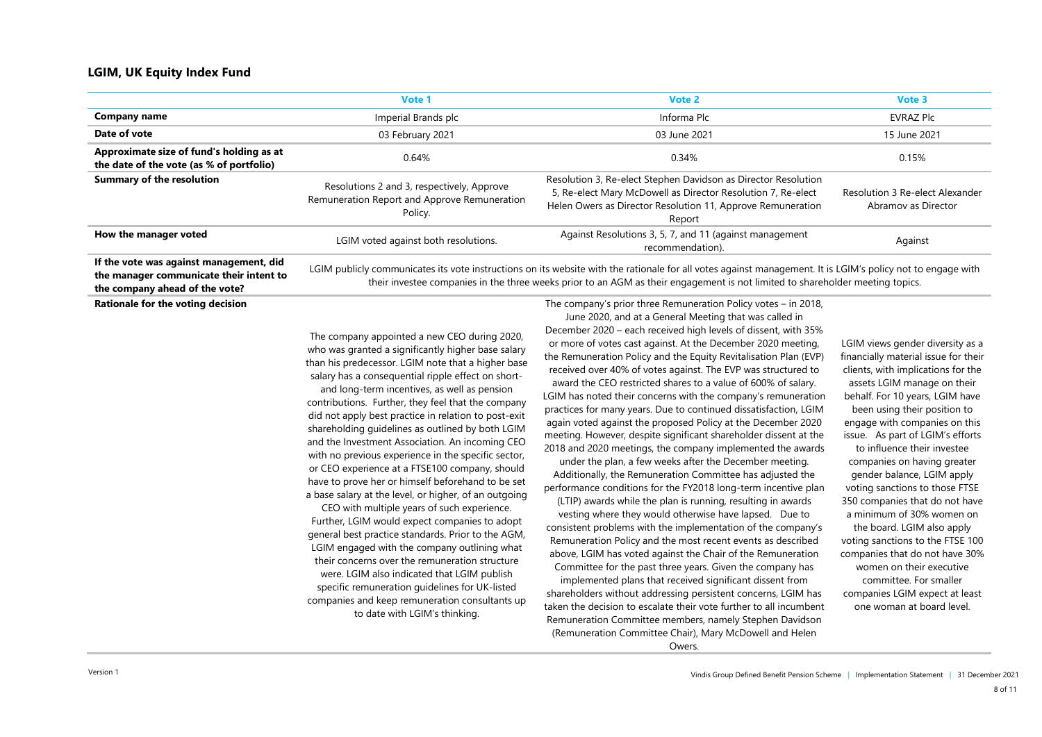## LGIM, UK Equity Index Fund

| | Vote 1 | Vote 2 | Vote 3 |
|---|---|---|---|
| **Company name** | Imperial Brands plc | Informa Plc | EVRAZ Plc |
| **Date of vote** | 03 February 2021 | 03 June 2021 | 15 June 2021 |
| **Approximate size of fund's holding as at the date of the vote (as % of portfolio)** | 0.64% | 0.34% | 0.15% |
| **Summary of the resolution** | Resolutions 2 and 3, respectively, Approve Remuneration Report and Approve Remuneration Policy. | Resolution 3, Re-elect Stephen Davidson as Director Resolution 5, Re-elect Mary McDowell as Director Resolution 7, Re-elect Helen Owers as Director Resolution 11, Approve Remuneration Report | Resolution 3 Re-elect Alexander Abramov as Director |
| **How the manager voted** | LGIM voted against both resolutions. | Against Resolutions 3, 5, 7, and 11 (against management recommendation). | Against |
| **If the vote was against management, did the manager communicate their intent to the company ahead of the vote?** | LGIM publicly communicates its vote instructions on its website with the rationale for all votes against management. It is LGIM's policy not to engage with their investee companies in the three weeks prior to an AGM as their engagement is not limited to shareholder meeting topics. | | |
| **Rationale for the voting decision** | The company appointed a new CEO during 2020, who was granted a significantly higher base salary than his predecessor. LGIM note that a higher base salary has a consequential ripple effect on short- and long-term incentives, as well as pension contributions. Further, they feel that the company did not apply best practice in relation to post-exit shareholding guidelines as outlined by both LGIM and the Investment Association. An incoming CEO with no previous experience in the specific sector, or CEO experience at a FTSE100 company, should have to prove her or himself beforehand to be set a base salary at the level, or higher, of an outgoing CEO with multiple years of such experience. Further, LGIM would expect companies to adopt general best practice standards. Prior to the AGM, LGIM engaged with the company outlining what their concerns over the remuneration structure were. LGIM also indicated that LGIM publish specific remuneration guidelines for UK-listed companies and keep remuneration consultants up to date with LGIM's thinking. | The company's prior three Remuneration Policy votes – in 2018, June 2020, and at a General Meeting that was called in December 2020 – each received high levels of dissent, with 35% or more of votes cast against. At the December 2020 meeting, the Remuneration Policy and the Equity Revitalisation Plan (EVP) received over 40% of votes against. The EVP was structured to award the CEO restricted shares to a value of 600% of salary. LGIM has noted their concerns with the company's remuneration practices for many years. Due to continued dissatisfaction, LGIM again voted against the proposed Policy at the December 2020 meeting. However, despite significant shareholder dissent at the 2018 and 2020 meetings, the company implemented the awards under the plan, a few weeks after the December meeting. Additionally, the Remuneration Committee has adjusted the performance conditions for the FY2018 long-term incentive plan (LTIP) awards while the plan is running, resulting in awards vesting where they would otherwise have lapsed. Due to consistent problems with the implementation of the company's Remuneration Policy and the most recent events as described above, LGIM has voted against the Chair of the Remuneration Committee for the past three years. Given the company has implemented plans that received significant dissent from shareholders without addressing persistent concerns, LGIM has taken the decision to escalate their vote further to all incumbent Remuneration Committee members, namely Stephen Davidson (Remuneration Committee Chair), Mary McDowell and Helen Owers. | LGIM views gender diversity as a financially material issue for their clients, with implications for the assets LGIM manage on their behalf. For 10 years, LGIM have been using their position to engage with companies on this issue. As part of LGIM's efforts to influence their investee companies on having greater gender balance, LGIM apply voting sanctions to those FTSE 350 companies that do not have a minimum of 30% women on the board. LGIM also apply voting sanctions to the FTSE 100 companies that do not have 30% women on their executive committee. For smaller companies LGIM expect at least one woman at board level. |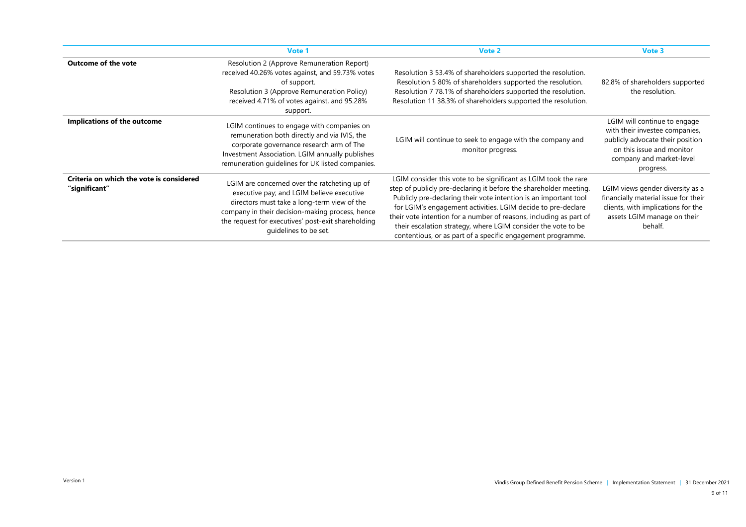| | Vote 1 | Vote 2 | Vote 3 |
|---|---|---|---|
| **Outcome of the vote** | Resolution 2 (Approve Remuneration Report) received 40.26% votes against, and 59.73% votes of support.<br>Resolution 3 (Approve Remuneration Policy) received 4.71% of votes against, and 95.28% support. | Resolution 3 53.4% of shareholders supported the resolution.<br>Resolution 5 80% of shareholders supported the resolution.<br>Resolution 7 78.1% of shareholders supported the resolution.<br>Resolution 11 38.3% of shareholders supported the resolution. | 82.8% of shareholders supported the resolution. |
| **Implications of the outcome** | LGIM continues to engage with companies on remuneration both directly and via IVIS, the corporate governance research arm of The Investment Association. LGIM annually publishes remuneration guidelines for UK listed companies. | LGIM will continue to seek to engage with the company and monitor progress. | LGIM will continue to engage with their investee companies, publicly advocate their position on this issue and monitor company and market-level progress. |
| **Criteria on which the vote is considered "significant"** | LGIM are concerned over the ratcheting up of executive pay; and LGIM believe executive directors must take a long-term view of the company in their decision-making process, hence the request for executives' post-exit shareholding guidelines to be set. | LGIM consider this vote to be significant as LGIM took the rare step of publicly pre-declaring it before the shareholder meeting. Publicly pre-declaring their vote intention is an important tool for LGIM's engagement activities. LGIM decide to pre-declare their vote intention for a number of reasons, including as part of their escalation strategy, where LGIM consider the vote to be contentious, or as part of a specific engagement programme. | LGIM views gender diversity as a financially material issue for their clients, with implications for the assets LGIM manage on their behalf. |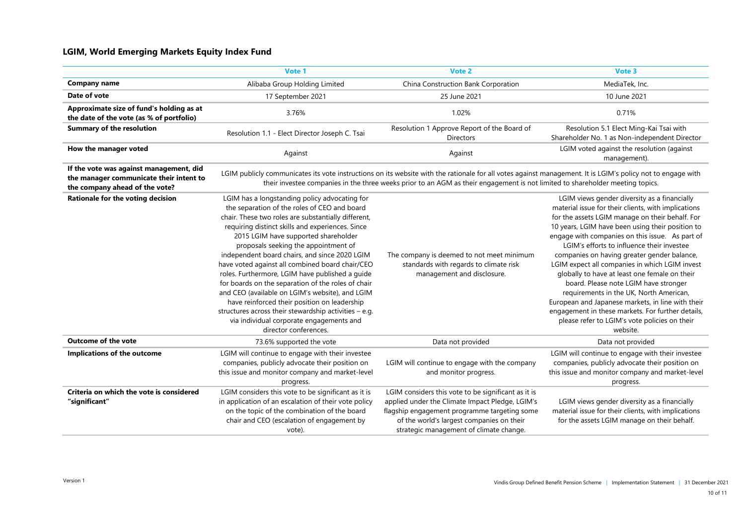## LGIM, World Emerging Markets Equity Index Fund

| | Vote 1 | Vote 2 | Vote 3 |
|---|---|---|---|
| **Company name** | Alibaba Group Holding Limited | China Construction Bank Corporation | MediaTek, Inc. |
| **Date of vote** | 17 September 2021 | 25 June 2021 | 10 June 2021 |
| **Approximate size of fund's holding as at the date of the vote (as % of portfolio)** | 3.76% | 1.02% | 0.71% |
| **Summary of the resolution** | Resolution 1.1 - Elect Director Joseph C. Tsai | Resolution 1 Approve Report of the Board of Directors | Resolution 5.1 Elect Ming-Kai Tsai with Shareholder No. 1 as Non-independent Director |
| **How the manager voted** | Against | Against | LGIM voted against the resolution (against management). |
| **If the vote was against management, did the manager communicate their intent to the company ahead of the vote?** | LGIM publicly communicates its vote instructions on its website with the rationale for all votes against management. It is LGIM's policy not to engage with their investee companies in the three weeks prior to an AGM as their engagement is not limited to shareholder meeting topics. | | |
| **Rationale for the voting decision** | LGIM has a longstanding policy advocating for the separation of the roles of CEO and board chair. These two roles are substantially different, requiring distinct skills and experiences. Since 2015 LGIM have supported shareholder proposals seeking the appointment of independent board chairs, and since 2020 LGIM have voted against all combined board chair/CEO roles. Furthermore, LGIM have published a guide for boards on the separation of the roles of chair and CEO (available on LGIM's website), and LGIM have reinforced their position on leadership structures across their stewardship activities – e.g. via individual corporate engagements and director conferences. | The company is deemed to not meet minimum standards with regards to climate risk management and disclosure. | LGIM views gender diversity as a financially material issue for their clients, with implications for the assets LGIM manage on their behalf. For 10 years, LGIM have been using their position to engage with companies on this issue. As part of LGIM's efforts to influence their investee companies on having greater gender balance, LGIM expect all companies in which LGIM invest globally to have at least one female on their board. Please note LGIM have stronger requirements in the UK, North American, European and Japanese markets, in line with their engagement in these markets. For further details, please refer to LGIM's vote policies on their website. |
| **Outcome of the vote** | 73.6% supported the vote | Data not provided | Data not provided |
| **Implications of the outcome** | LGIM will continue to engage with their investee companies, publicly advocate their position on this issue and monitor company and market-level progress. | LGIM will continue to engage with the company and monitor progress. | LGIM will continue to engage with their investee companies, publicly advocate their position on this issue and monitor company and market-level progress. |
| **Criteria on which the vote is considered "significant"** | LGIM considers this vote to be significant as it is in application of an escalation of their vote policy on the topic of the combination of the board chair and CEO (escalation of engagement by vote). | LGIM considers this vote to be significant as it is applied under the Climate Impact Pledge, LGIM's flagship engagement programme targeting some of the world's largest companies on their strategic management of climate change. | LGIM views gender diversity as a financially material issue for their clients, with implications for the assets LGIM manage on their behalf. |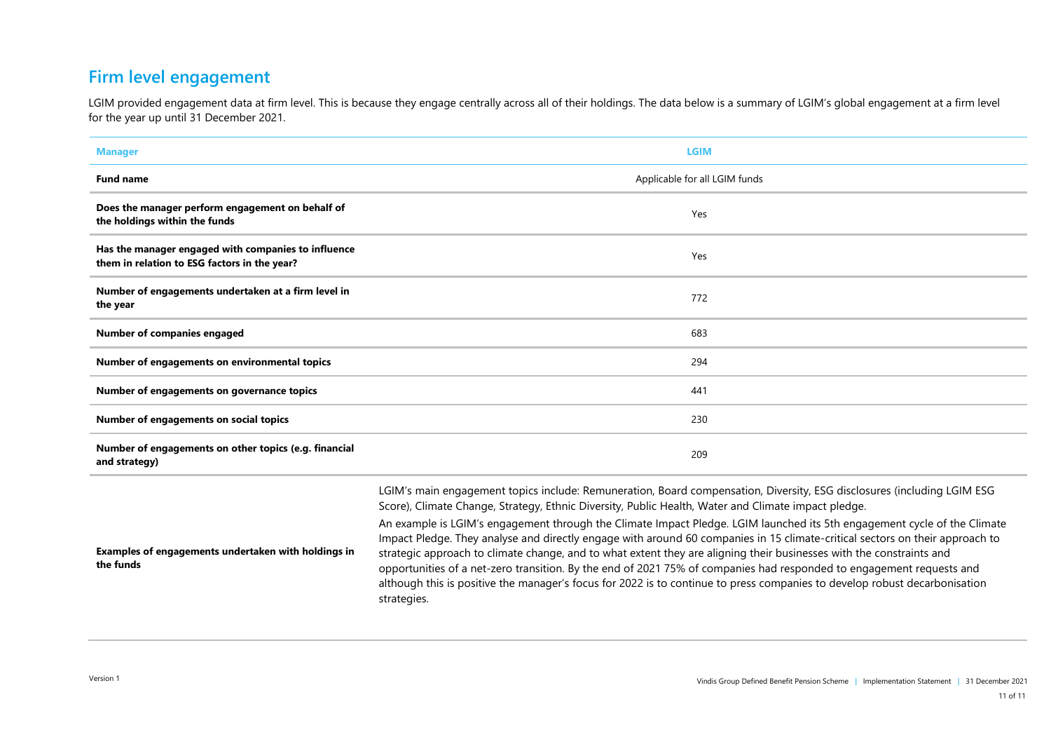## Firm level engagement

LGIM provided engagement data at firm level. This is because they engage centrally across all of their holdings. The data below is a summary of LGIM's global engagement at a firm level for the year up until 31 December 2021.

| Manager | LGIM |
|---|---|
| **Fund name** | Applicable for all LGIM funds |
| **Does the manager perform engagement on behalf of the holdings within the funds** | Yes |
| **Has the manager engaged with companies to influence them in relation to ESG factors in the year?** | Yes |
| **Number of engagements undertaken at a firm level in the year** | 772 |
| **Number of companies engaged** | 683 |
| **Number of engagements on environmental topics** | 294 |
| **Number of engagements on governance topics** | 441 |
| **Number of engagements on social topics** | 230 |
| **Number of engagements on other topics (e.g. financial and strategy)** | 209 |
| **Examples of engagements undertaken with holdings in the funds** | LGIM's main engagement topics include: Remuneration, Board compensation, Diversity, ESG disclosures (including LGIM ESG Score), Climate Change, Strategy, Ethnic Diversity, Public Health, Water and Climate impact pledge.<br><br>An example is LGIM's engagement through the Climate Impact Pledge. LGIM launched its 5th engagement cycle of the Climate Impact Pledge. They analyse and directly engage with around 60 companies in 15 climate-critical sectors on their approach to strategic approach to climate change, and to what extent they are aligning their businesses with the constraints and opportunities of a net-zero transition. By the end of 2021 75% of companies had responded to engagement requests and although this is positive the manager's focus for 2022 is to continue to press companies to develop robust decarbonisation strategies. |